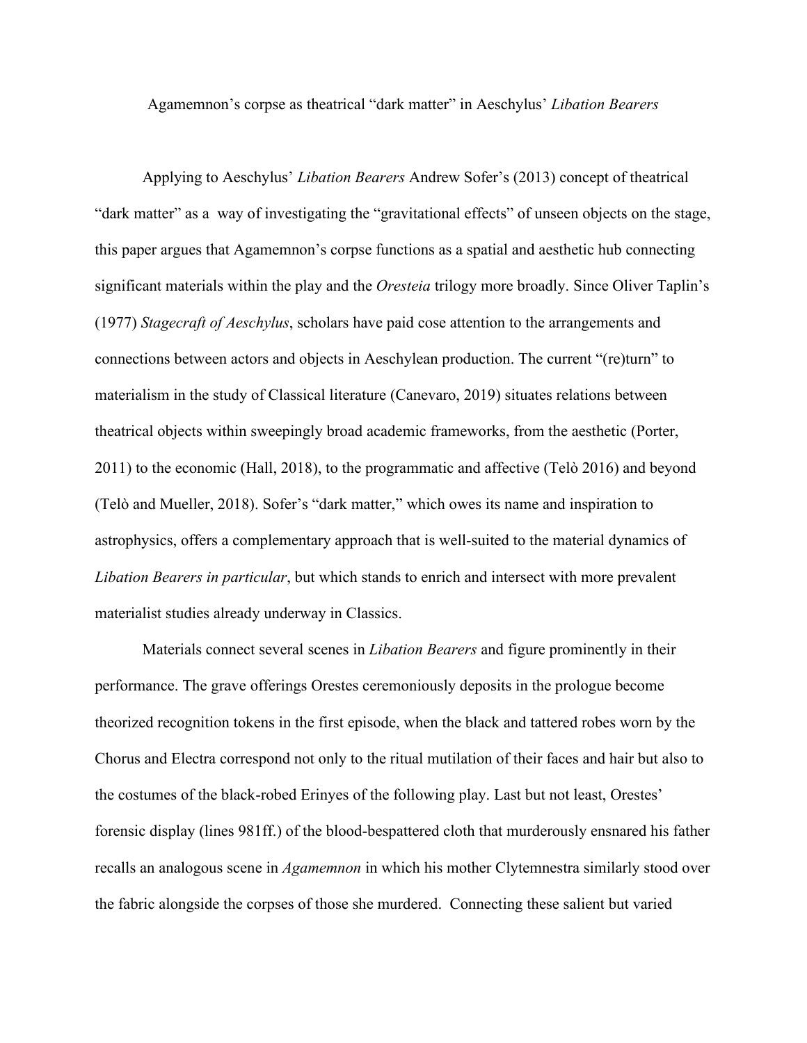Agamemnon's corpse as theatrical "dark matter" in Aeschylus' *Libation Bearers*

Applying to Aeschylus' *Libation Bearers* Andrew Sofer's (2013) concept of theatrical "dark matter" as a  way of investigating the "gravitational effects" of unseen objects on the stage, this paper argues that Agamemnon's corpse functions as a spatial and aesthetic hub connecting significant materials within the play and the *Oresteia* trilogy more broadly. Since Oliver Taplin's (1977) *Stagecraft of Aeschylus*, scholars have paid cose attention to the arrangements and connections between actors and objects in Aeschylean production. The current "(re)turn" to materialism in the study of Classical literature (Canevaro, 2019) situates relations between theatrical objects within sweepingly broad academic frameworks, from the aesthetic (Porter, 2011) to the economic (Hall, 2018), to the programmatic and affective (Telò 2016) and beyond (Telò and Mueller, 2018). Sofer's "dark matter," which owes its name and inspiration to astrophysics, offers a complementary approach that is well-suited to the material dynamics of *Libation Bearers in particular*, but which stands to enrich and intersect with more prevalent materialist studies already underway in Classics.

Materials connect several scenes in *Libation Bearers* and figure prominently in their performance. The grave offerings Orestes ceremoniously deposits in the prologue become theorized recognition tokens in the first episode, when the black and tattered robes worn by the Chorus and Electra correspond not only to the ritual mutilation of their faces and hair but also to the costumes of the black-robed Erinyes of the following play. Last but not least, Orestes' forensic display (lines 981ff.) of the blood-bespattered cloth that murderously ensnared his father recalls an analogous scene in *Agamemnon* in which his mother Clytemnestra similarly stood over the fabric alongside the corpses of those she murdered.  Connecting these salient but varied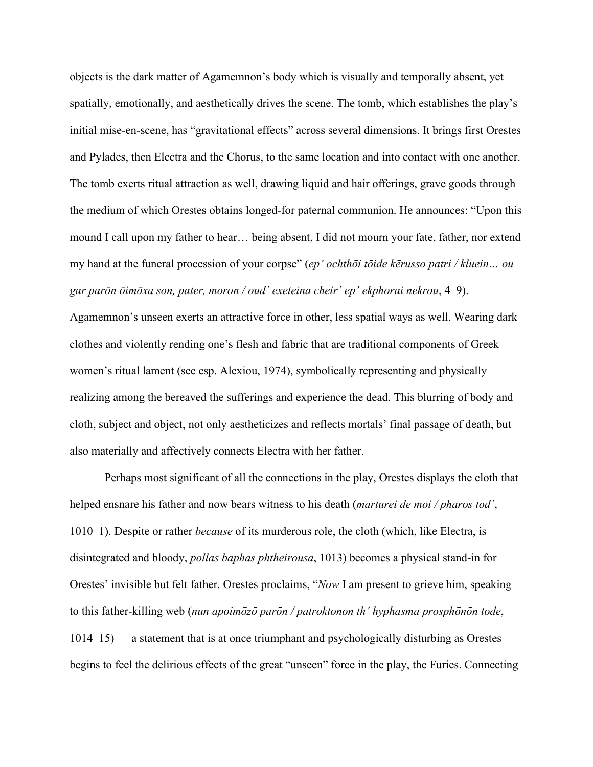objects is the dark matter of Agamemnon's body which is visually and temporally absent, yet spatially, emotionally, and aesthetically drives the scene. The tomb, which establishes the play's initial mise-en-scene, has "gravitational effects" across several dimensions. It brings first Orestes and Pylades, then Electra and the Chorus, to the same location and into contact with one another. The tomb exerts ritual attraction as well, drawing liquid and hair offerings, grave goods through the medium of which Orestes obtains longed-for paternal communion. He announces: "Upon this mound I call upon my father to hear… being absent, I did not mourn your fate, father, nor extend my hand at the funeral procession of your corpse" (*ep' ochthōi tōide kērusso patri / kluein… ou gar parōn ōimōxa son, pater, moron / oud' exeteina cheir' ep' ekphorai nekrou*, 4–9). Agamemnon's unseen exerts an attractive force in other, less spatial ways as well. Wearing dark clothes and violently rending one's flesh and fabric that are traditional components of Greek women's ritual lament (see esp. Alexiou, 1974), symbolically representing and physically realizing among the bereaved the sufferings and experience the dead. This blurring of body and cloth, subject and object, not only aestheticizes and reflects mortals' final passage of death, but also materially and affectively connects Electra with her father.

Perhaps most significant of all the connections in the play, Orestes displays the cloth that helped ensnare his father and now bears witness to his death (*marturei de moi / pharos tod'*, 1010–1). Despite or rather *because* of its murderous role, the cloth (which, like Electra, is disintegrated and bloody, *pollas baphas phtheirousa*, 1013) becomes a physical stand-in for Orestes' invisible but felt father. Orestes proclaims, "*Now* I am present to grieve him, speaking to this father-killing web (*nun apoimōzō parōn / patroktonon th' hyphasma prosphōnōn tode*, 1014–15) — a statement that is at once triumphant and psychologically disturbing as Orestes begins to feel the delirious effects of the great "unseen" force in the play, the Furies. Connecting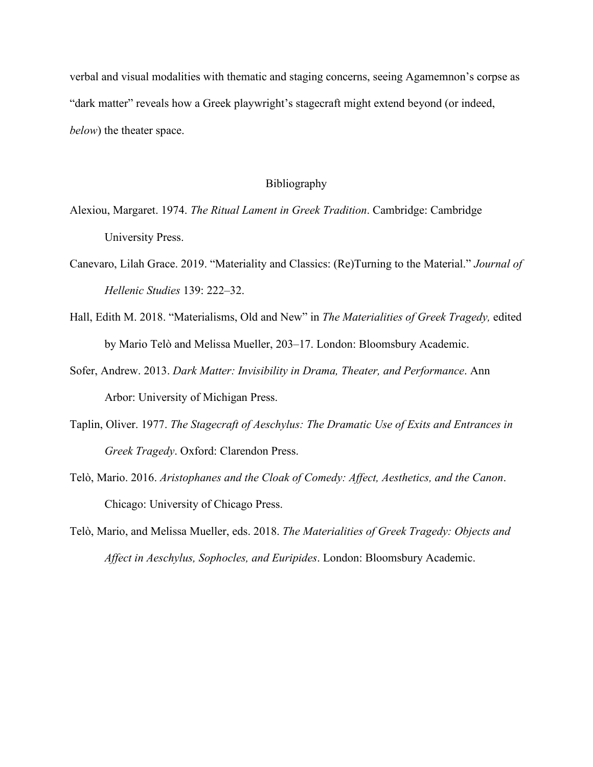verbal and visual modalities with thematic and staging concerns, seeing Agamemnon's corpse as "dark matter" reveals how a Greek playwright's stagecraft might extend beyond (or indeed, *below*) the theater space.

## Bibliography

Alexiou, Margaret. 1974. *The Ritual Lament in Greek Tradition*. Cambridge: Cambridge University Press.

Canevaro, Lilah Grace. 2019. "Materiality and Classics: (Re)Turning to the Material." *Journal of Hellenic Studies* 139: 222–32.

Hall, Edith M. 2018. "Materialisms, Old and New" in *The Materialities of Greek Tragedy,* edited by Mario Telò and Melissa Mueller, 203–17. London: Bloomsbury Academic.

Sofer, Andrew. 2013. *Dark Matter: Invisibility in Drama, Theater, and Performance*. Ann Arbor: University of Michigan Press.

Taplin, Oliver. 1977. *The Stagecraft of Aeschylus: The Dramatic Use of Exits and Entrances in Greek Tragedy*. Oxford: Clarendon Press.

Telò, Mario. 2016. *Aristophanes and the Cloak of Comedy: Affect, Aesthetics, and the Canon*. Chicago: University of Chicago Press.

Telò, Mario, and Melissa Mueller, eds. 2018. *The Materialities of Greek Tragedy: Objects and Affect in Aeschylus, Sophocles, and Euripides*. London: Bloomsbury Academic.